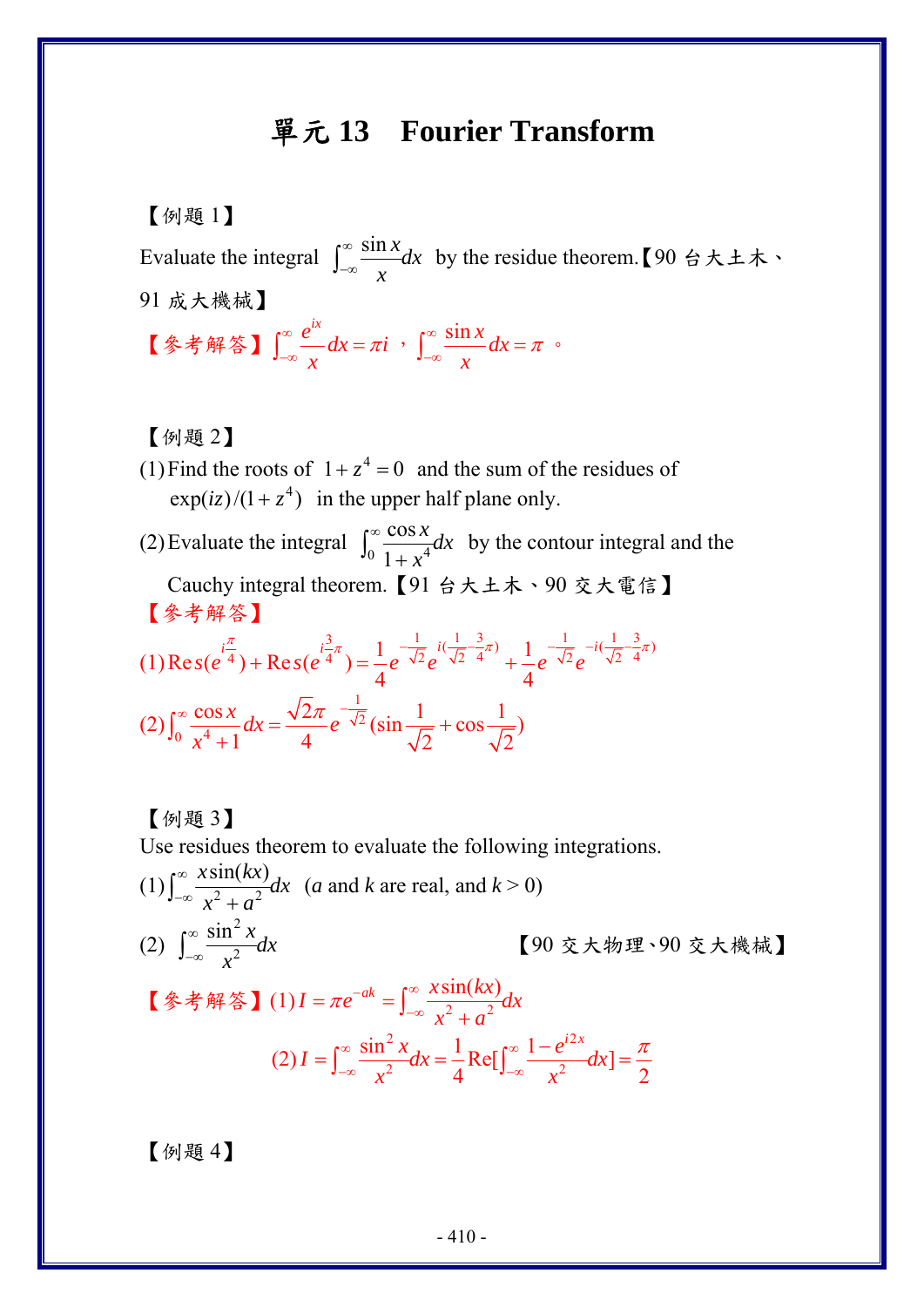# 單元 13　Fourier Transform

【例題 1】

Evaluate the integral $\int_{-\infty}^{\infty} \frac{\sin x}{x} dx$ by the residue theorem.【90 台大土木、91 成大機械】

【參考解答】$\int_{-\infty}^{\infty} \frac{e^{ix}}{x} dx = \pi i$，$\int_{-\infty}^{\infty} \frac{\sin x}{x} dx = \pi$。

【例題 2】

(1) Find the roots of $1 + z^4 = 0$ and the sum of the residues of $\exp(iz)/(1+z^4)$ in the upper half plane only.

(2) Evaluate the integral $\int_{0}^{\infty} \frac{\cos x}{1+x^4} dx$ by the contour integral and the Cauchy integral theorem.【91 台大土木、90 交大電信】

【參考解答】

(1) $\mathrm{Res}(e^{i\frac{\pi}{4}}) + \mathrm{Res}(e^{i\frac{3}{4}\pi}) = \frac{1}{4} e^{-\frac{1}{\sqrt{2}}} e^{i(\frac{1}{\sqrt{2}}-\frac{3}{4}\pi)} + \frac{1}{4} e^{-\frac{1}{\sqrt{2}}} e^{-i(\frac{1}{\sqrt{2}}-\frac{3}{4}\pi)}$

(2) $\int_{0}^{\infty} \frac{\cos x}{x^4+1} dx = \frac{\sqrt{2}\pi}{4} e^{-\frac{1}{\sqrt{2}}} (\sin\frac{1}{\sqrt{2}} + \cos\frac{1}{\sqrt{2}})$

【例題 3】

Use residues theorem to evaluate the following integrations.

(1) $\int_{-\infty}^{\infty} \frac{x\sin(kx)}{x^2+a^2} dx$ ($a$ and $k$ are real, and $k > 0$)

(2) $\int_{-\infty}^{\infty} \frac{\sin^2 x}{x^2} dx$ 【90 交大物理、90 交大機械】

【參考解答】(1) $I = \pi e^{-ak} = \int_{-\infty}^{\infty} \frac{x\sin(kx)}{x^2+a^2} dx$

(2) $I = \int_{-\infty}^{\infty} \frac{\sin^2 x}{x^2} dx = \frac{1}{4} \mathrm{Re}[\int_{-\infty}^{\infty} \frac{1-e^{i2x}}{x^2} dx] = \frac{\pi}{2}$

【例題 4】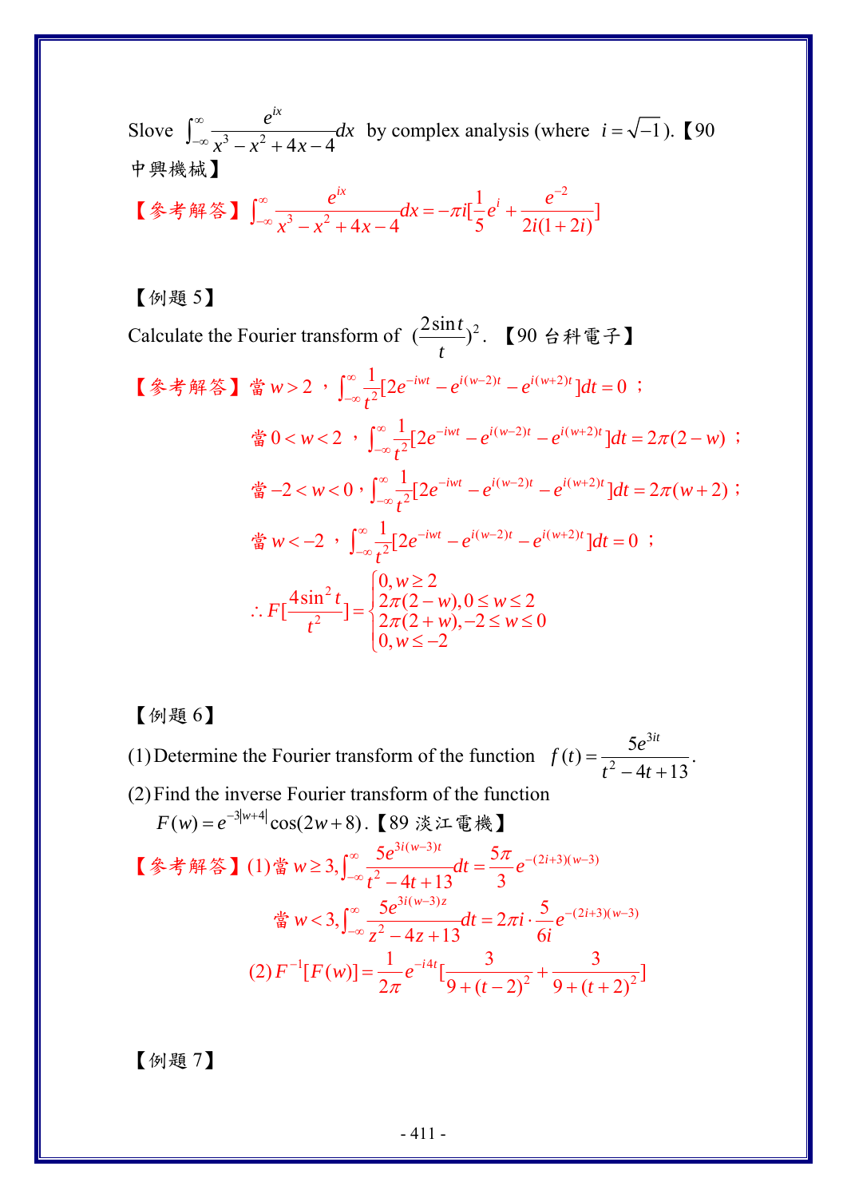Slove $\int_{-\infty}^{\infty}\frac{e^{ix}}{x^3-x^2+4x-4}dx$ by complex analysis (where $i=\sqrt{-1}$).【90 中興機械】

【參考解答】$\int_{-\infty}^{\infty}\frac{e^{ix}}{x^3-x^2+4x-4}dx=-\pi i[\frac{1}{5}e^{i}+\frac{e^{-2}}{2i(1+2i)}]$

【例題 5】

Calculate the Fourier transform of $(\frac{2\sin t}{t})^2$. 【90 台科電子】

【參考解答】當 $w>2$，$\int_{-\infty}^{\infty}\frac{1}{t^2}[2e^{-iwt}-e^{i(w-2)t}-e^{i(w+2)t}]dt=0$；

當 $0<w<2$，$\int_{-\infty}^{\infty}\frac{1}{t^2}[2e^{-iwt}-e^{i(w-2)t}-e^{i(w+2)t}]dt=2\pi(2-w)$；

當 $-2<w<0$，$\int_{-\infty}^{\infty}\frac{1}{t^2}[2e^{-iwt}-e^{i(w-2)t}-e^{i(w+2)t}]dt=2\pi(w+2)$；

當 $w<-2$，$\int_{-\infty}^{\infty}\frac{1}{t^2}[2e^{-iwt}-e^{i(w-2)t}-e^{i(w+2)t}]dt=0$；

$$\therefore F[\frac{4\sin^2 t}{t^2}]=\begin{cases}0, w\geq 2\\ 2\pi(2-w), 0\leq w\leq 2\\ 2\pi(2+w), -2\leq w\leq 0\\ 0, w\leq -2\end{cases}$$

【例題 6】

(1) Determine the Fourier transform of the function $f(t)=\frac{5e^{3it}}{t^2-4t+13}$.

(2) Find the inverse Fourier transform of the function $F(w)=e^{-3|w+4|}\cos(2w+8)$.【89 淡江電機】

【參考解答】(1) 當 $w\geq 3,\int_{-\infty}^{\infty}\frac{5e^{3i(w-3)t}}{t^2-4t+13}dt=\frac{5\pi}{3}e^{-(2i+3)(w-3)}$

當 $w<3,\int_{-\infty}^{\infty}\frac{5e^{3i(w-3)z}}{z^2-4z+13}dt=2\pi i\cdot\frac{5}{6i}e^{-(2i+3)(w-3)}$

(2) $F^{-1}[F(w)]=\frac{1}{2\pi}e^{-i4t}[\frac{3}{9+(t-2)^2}+\frac{3}{9+(t+2)^2}]$

【例題 7】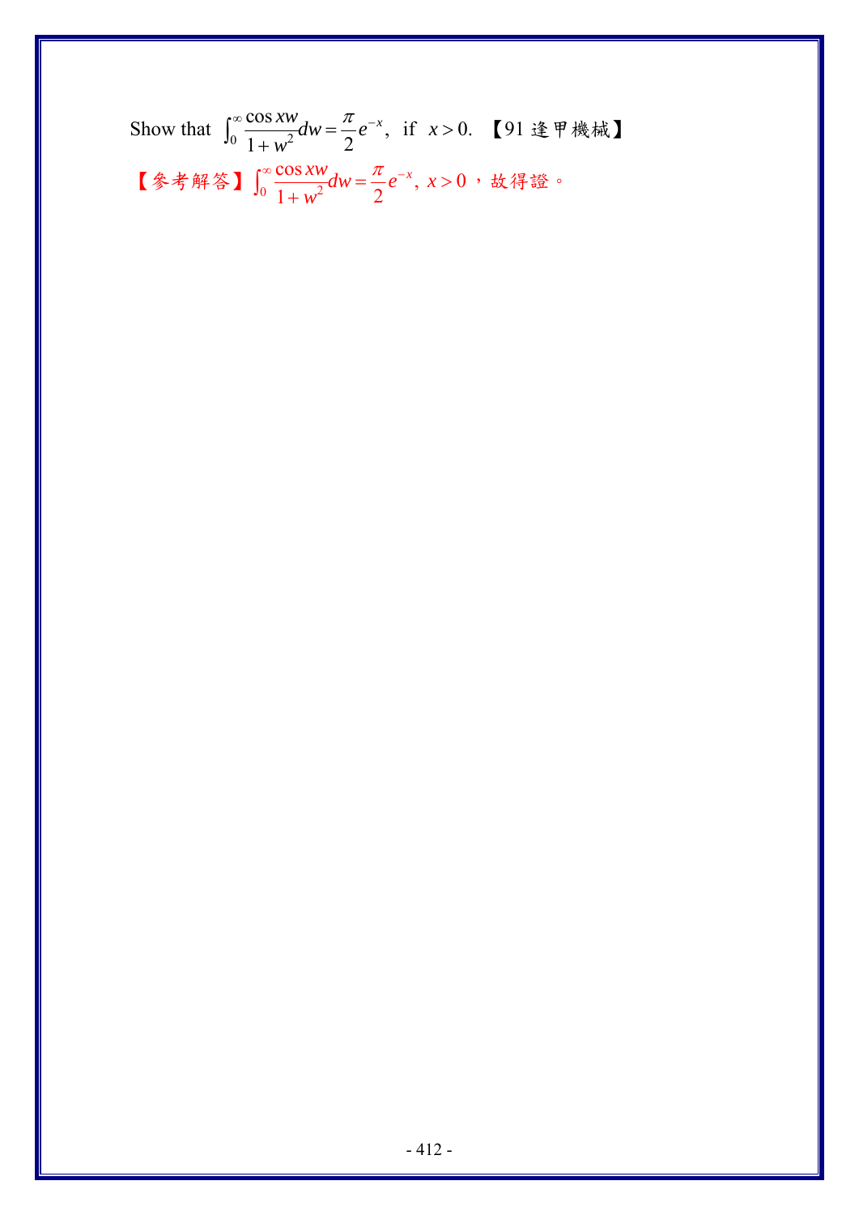Show that $\int_0^\infty \frac{\cos xw}{1+w^2} dw = \frac{\pi}{2} e^{-x}$, if $x > 0$. 【91 逢甲機械】

【參考解答】$\int_0^\infty \frac{\cos xw}{1+w^2} dw = \frac{\pi}{2} e^{-x}$, $x > 0$，故得證。